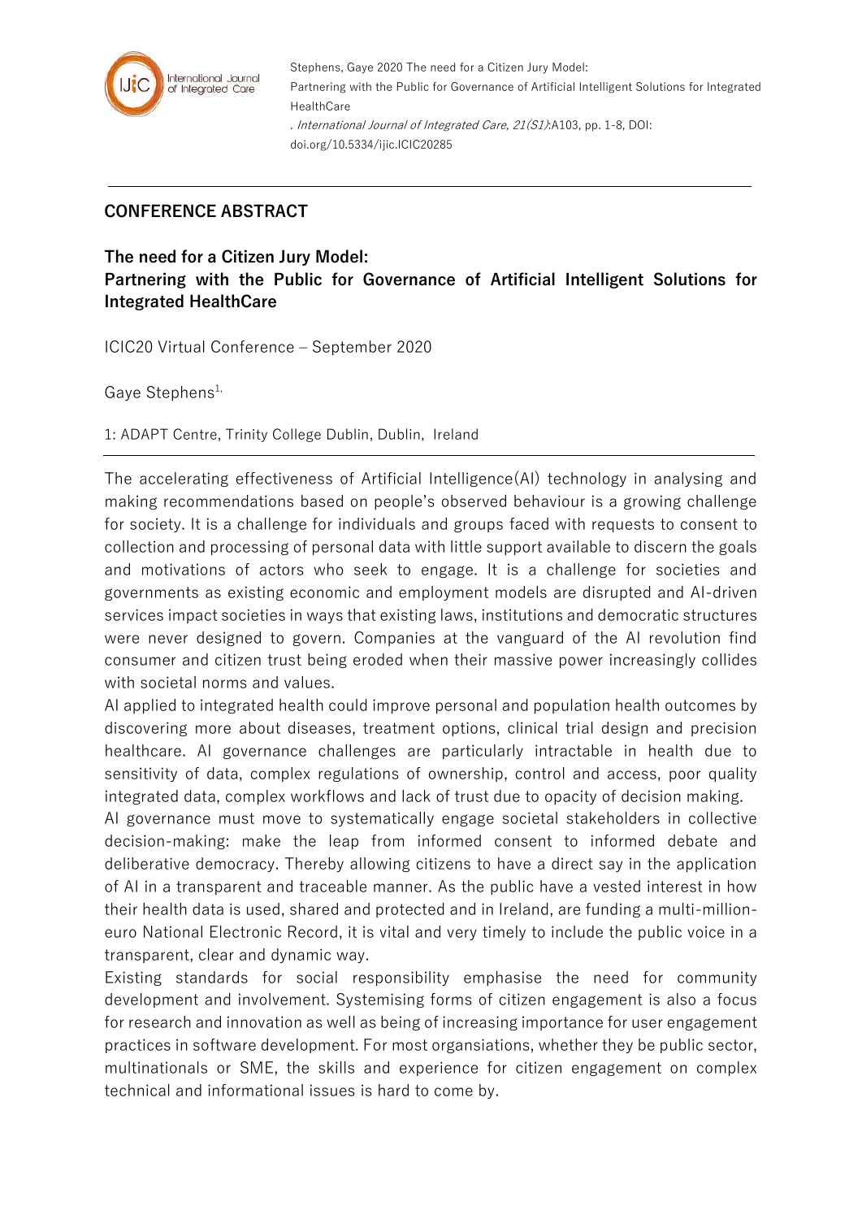Stephens, Gaye 2020 The need for a Citizen Jury Model: Partnering with the Public for Governance of Artificial Intelligent Solutions for Integrated HealthCare. *International Journal of Integrated Care, 21(S1)*:A103, pp. 1-8, DOI: doi.org/10.5334/ijic.ICIC20285

## CONFERENCE ABSTRACT

# The need for a Citizen Jury Model: Partnering with the Public for Governance of Artificial Intelligent Solutions for Integrated HealthCare

ICIC20 Virtual Conference – September 2020

Gaye Stephens[1,]

1: ADAPT Centre, Trinity College Dublin, Dublin, Ireland

---

The accelerating effectiveness of Artificial Intelligence(AI) technology in analysing and making recommendations based on people's observed behaviour is a growing challenge for society. It is a challenge for individuals and groups faced with requests to consent to collection and processing of personal data with little support available to discern the goals and motivations of actors who seek to engage. It is a challenge for societies and governments as existing economic and employment models are disrupted and AI-driven services impact societies in ways that existing laws, institutions and democratic structures were never designed to govern. Companies at the vanguard of the AI revolution find consumer and citizen trust being eroded when their massive power increasingly collides with societal norms and values.

AI applied to integrated health could improve personal and population health outcomes by discovering more about diseases, treatment options, clinical trial design and precision healthcare. AI governance challenges are particularly intractable in health due to sensitivity of data, complex regulations of ownership, control and access, poor quality integrated data, complex workflows and lack of trust due to opacity of decision making.

AI governance must move to systematically engage societal stakeholders in collective decision-making: make the leap from informed consent to informed debate and deliberative democracy. Thereby allowing citizens to have a direct say in the application of AI in a transparent and traceable manner. As the public have a vested interest in how their health data is used, shared and protected and in Ireland, are funding a multi-million-euro National Electronic Record, it is vital and very timely to include the public voice in a transparent, clear and dynamic way.

Existing standards for social responsibility emphasise the need for community development and involvement. Systemising forms of citizen engagement is also a focus for research and innovation as well as being of increasing importance for user engagement practices in software development. For most organsiations, whether they be public sector, multinationals or SME, the skills and experience for citizen engagement on complex technical and informational issues is hard to come by.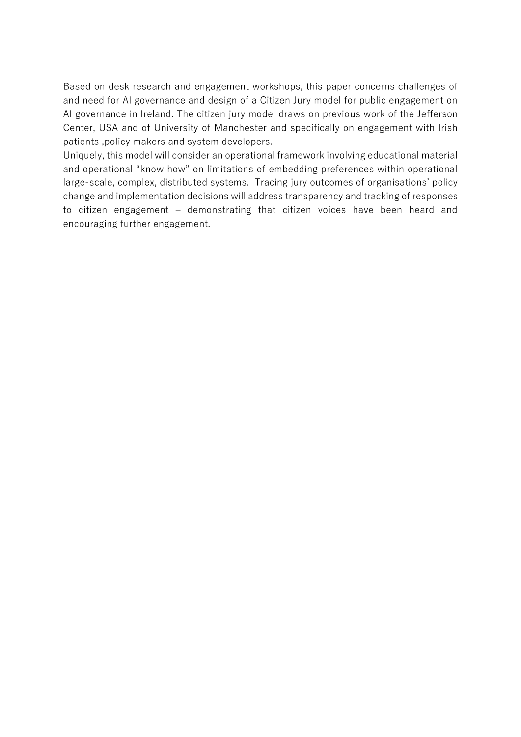Based on desk research and engagement workshops, this paper concerns challenges of and need for AI governance and design of a Citizen Jury model for public engagement on AI governance in Ireland. The citizen jury model draws on previous work of the Jefferson Center, USA and of University of Manchester and specifically on engagement with Irish patients ,policy makers and system developers.

Uniquely, this model will consider an operational framework involving educational material and operational "know how" on limitations of embedding preferences within operational large-scale, complex, distributed systems. Tracing jury outcomes of organisations' policy change and implementation decisions will address transparency and tracking of responses to citizen engagement – demonstrating that citizen voices have been heard and encouraging further engagement.